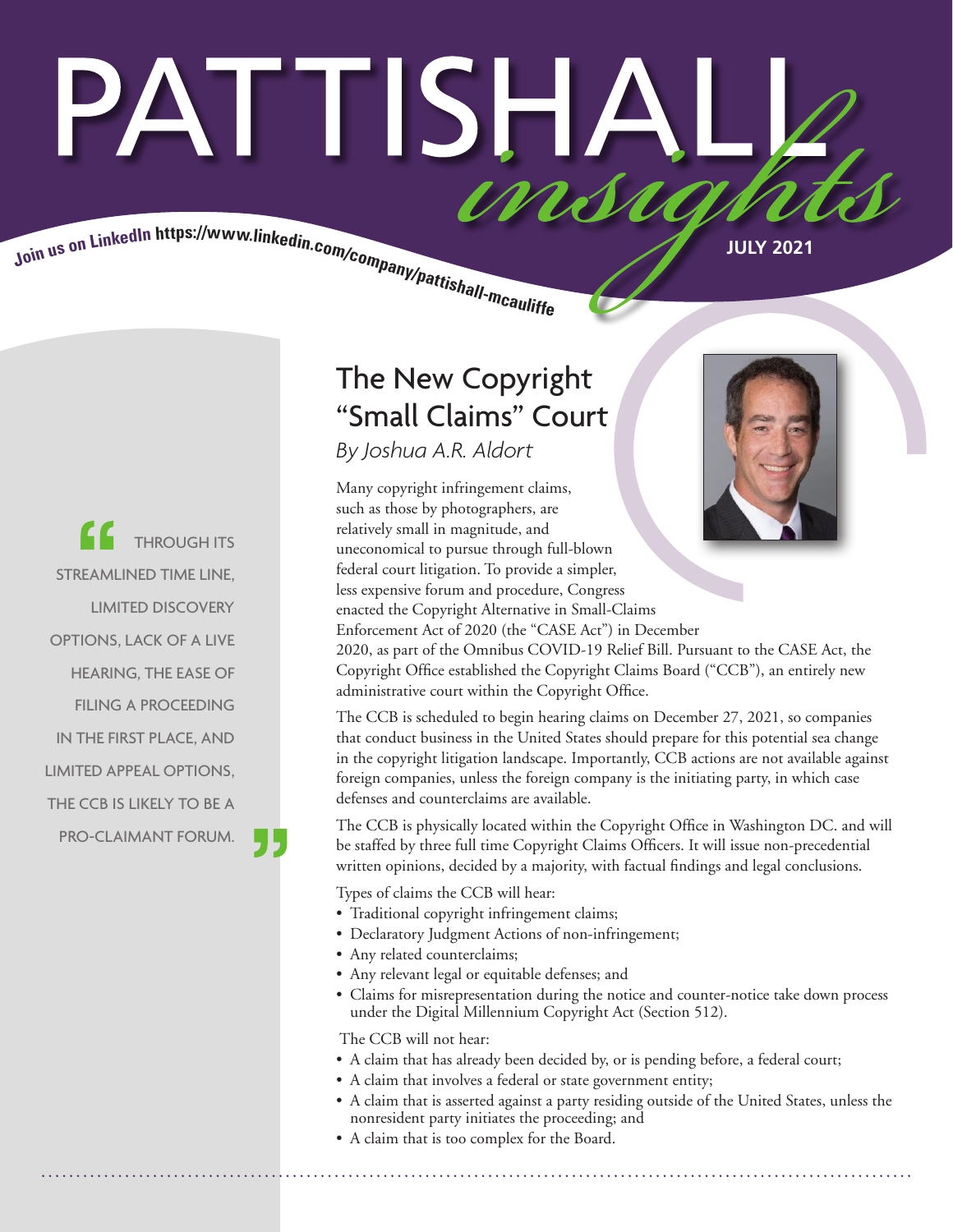# PATTISHALL *insights*

**Join us on LinkedIn https://www.linkedin.com/company/pattishall-mcauliffe**

**JULY 2021**

## The New Copyright "Small Claims" Court

*By Joshua A.R. Aldort*

> "THROUGH ITS STREAMLINED TIME LINE, LIMITED DISCOVERY OPTIONS, LACK OF A LIVE HEARING, THE EASE OF FILING A PROCEEDING IN THE FIRST PLACE, AND LIMITED APPEAL OPTIONS, THE CCB IS LIKELY TO BE A PRO-CLAIMANT FORUM."

Many copyright infringement claims, such as those by photographers, are relatively small in magnitude, and uneconomical to pursue through full-blown federal court litigation. To provide a simpler, less expensive forum and procedure, Congress enacted the Copyright Alternative in Small-Claims Enforcement Act of 2020 (the "CASE Act") in December 2020, as part of the Omnibus COVID-19 Relief Bill. Pursuant to the CASE Act, the Copyright Office established the Copyright Claims Board ("CCB"), an entirely new administrative court within the Copyright Office.

The CCB is scheduled to begin hearing claims on December 27, 2021, so companies that conduct business in the United States should prepare for this potential sea change in the copyright litigation landscape. Importantly, CCB actions are not available against foreign companies, unless the foreign company is the initiating party, in which case defenses and counterclaims are available.

The CCB is physically located within the Copyright Office in Washington DC. and will be staffed by three full time Copyright Claims Officers. It will issue non-precedential written opinions, decided by a majority, with factual findings and legal conclusions.

Types of claims the CCB will hear:

- Traditional copyright infringement claims;
- Declaratory Judgment Actions of non-infringement;
- Any related counterclaims;
- Any relevant legal or equitable defenses; and
- Claims for misrepresentation during the notice and counter-notice take down process under the Digital Millennium Copyright Act (Section 512).

The CCB will not hear:

- A claim that has already been decided by, or is pending before, a federal court;
- A claim that involves a federal or state government entity;
- A claim that is asserted against a party residing outside of the United States, unless the nonresident party initiates the proceeding; and
- A claim that is too complex for the Board.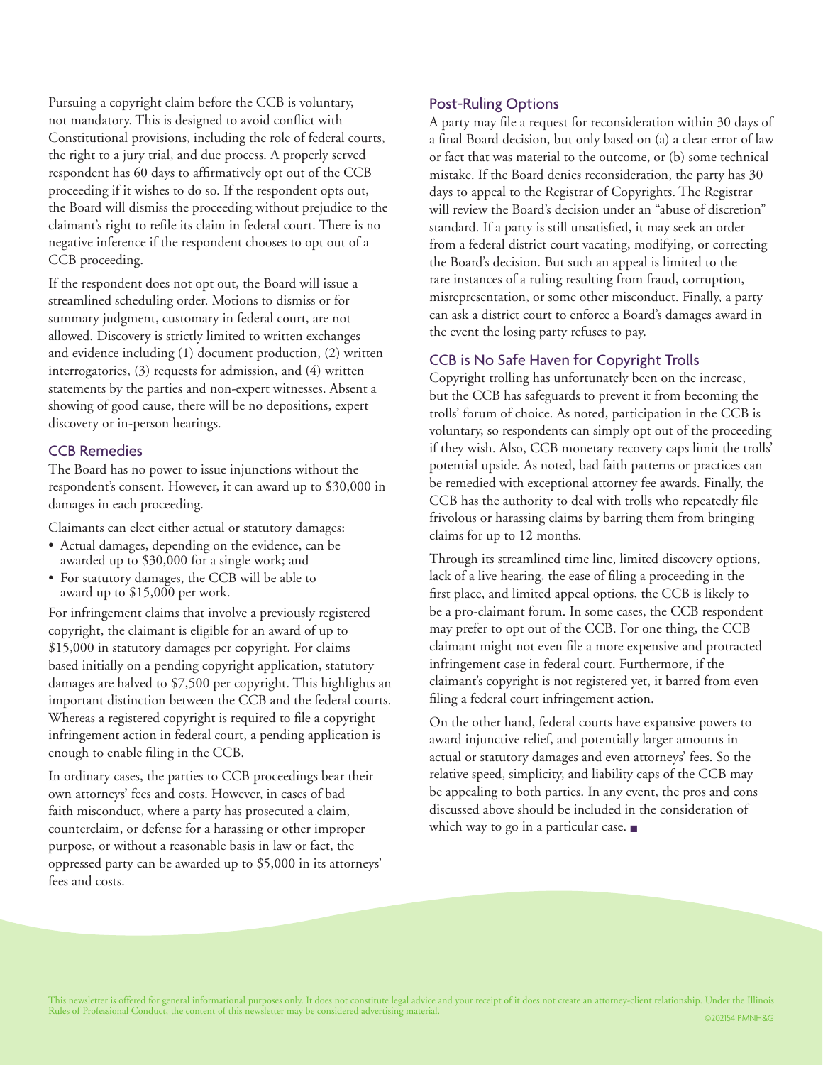Pursuing a copyright claim before the CCB is voluntary, not mandatory. This is designed to avoid conflict with Constitutional provisions, including the role of federal courts, the right to a jury trial, and due process. A properly served respondent has 60 days to affirmatively opt out of the CCB proceeding if it wishes to do so. If the respondent opts out, the Board will dismiss the proceeding without prejudice to the claimant's right to refile its claim in federal court. There is no negative inference if the respondent chooses to opt out of a CCB proceeding.

If the respondent does not opt out, the Board will issue a streamlined scheduling order. Motions to dismiss or for summary judgment, customary in federal court, are not allowed. Discovery is strictly limited to written exchanges and evidence including (1) document production, (2) written interrogatories, (3) requests for admission, and (4) written statements by the parties and non-expert witnesses. Absent a showing of good cause, there will be no depositions, expert discovery or in-person hearings.

## CCB Remedies

The Board has no power to issue injunctions without the respondent's consent. However, it can award up to $30,000 in damages in each proceeding.

Claimants can elect either actual or statutory damages:

- Actual damages, depending on the evidence, can be awarded up to $30,000 for a single work; and
- For statutory damages, the CCB will be able to award up to $15,000 per work.

For infringement claims that involve a previously registered copyright, the claimant is eligible for an award of up to $15,000 in statutory damages per copyright. For claims based initially on a pending copyright application, statutory damages are halved to $7,500 per copyright. This highlights an important distinction between the CCB and the federal courts. Whereas a registered copyright is required to file a copyright infringement action in federal court, a pending application is enough to enable filing in the CCB.

In ordinary cases, the parties to CCB proceedings bear their own attorneys' fees and costs. However, in cases of bad faith misconduct, where a party has prosecuted a claim, counterclaim, or defense for a harassing or other improper purpose, or without a reasonable basis in law or fact, the oppressed party can be awarded up to $5,000 in its attorneys' fees and costs.

## Post-Ruling Options

A party may file a request for reconsideration within 30 days of a final Board decision, but only based on (a) a clear error of law or fact that was material to the outcome, or (b) some technical mistake. If the Board denies reconsideration, the party has 30 days to appeal to the Registrar of Copyrights. The Registrar will review the Board's decision under an "abuse of discretion" standard. If a party is still unsatisfied, it may seek an order from a federal district court vacating, modifying, or correcting the Board's decision. But such an appeal is limited to the rare instances of a ruling resulting from fraud, corruption, misrepresentation, or some other misconduct. Finally, a party can ask a district court to enforce a Board's damages award in the event the losing party refuses to pay.

## CCB is No Safe Haven for Copyright Trolls

Copyright trolling has unfortunately been on the increase, but the CCB has safeguards to prevent it from becoming the trolls' forum of choice. As noted, participation in the CCB is voluntary, so respondents can simply opt out of the proceeding if they wish. Also, CCB monetary recovery caps limit the trolls' potential upside. As noted, bad faith patterns or practices can be remedied with exceptional attorney fee awards. Finally, the CCB has the authority to deal with trolls who repeatedly file frivolous or harassing claims by barring them from bringing claims for up to 12 months.

Through its streamlined time line, limited discovery options, lack of a live hearing, the ease of filing a proceeding in the first place, and limited appeal options, the CCB is likely to be a pro-claimant forum. In some cases, the CCB respondent may prefer to opt out of the CCB. For one thing, the CCB claimant might not even file a more expensive and protracted infringement case in federal court. Furthermore, if the claimant's copyright is not registered yet, it barred from even filing a federal court infringement action.

On the other hand, federal courts have expansive powers to award injunctive relief, and potentially larger amounts in actual or statutory damages and even attorneys' fees. So the relative speed, simplicity, and liability caps of the CCB may be appealing to both parties. In any event, the pros and cons discussed above should be included in the consideration of which way to go in a particular case. ■

This newsletter is offered for general informational purposes only. It does not constitute legal advice and your receipt of it does not create an attorney-client relationship. Under the Illinois Rules of Professional Conduct, the content of this newsletter may be considered advertising material.

©202154 PMNH&G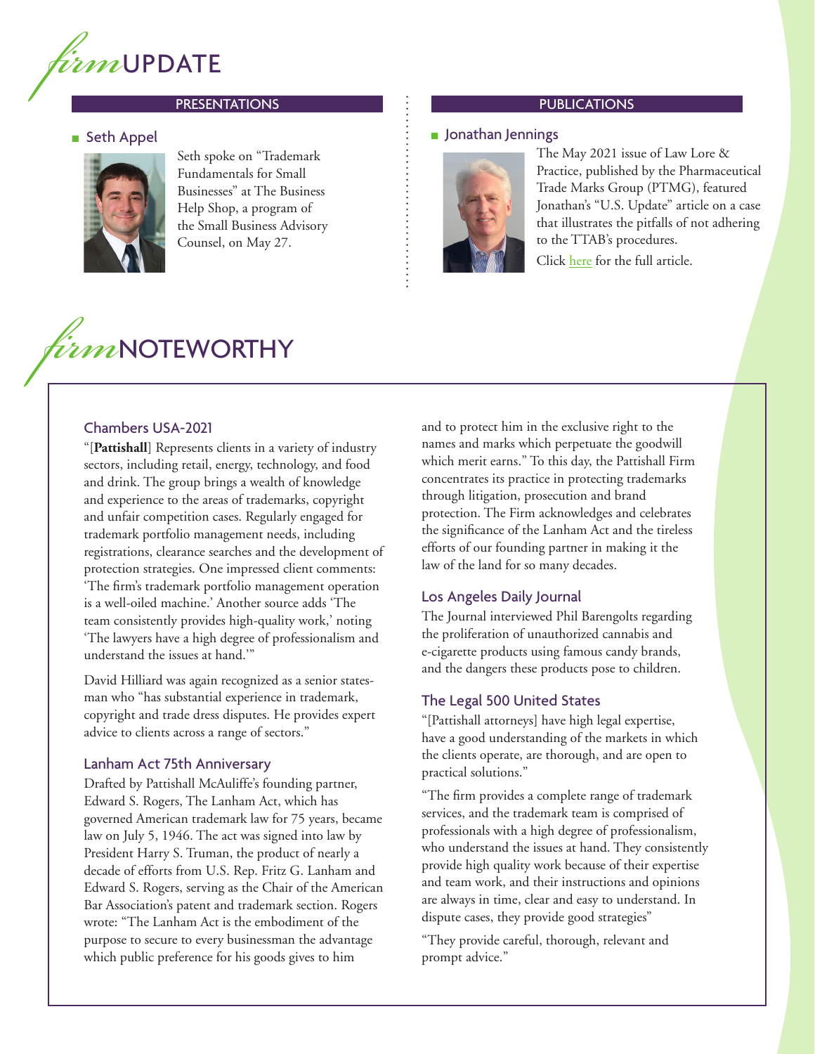# *firm*UPDATE

## PRESENTATIONS

### Seth Appel

Seth spoke on "Trademark Fundamentals for Small Businesses" at The Business Help Shop, a program of the Small Business Advisory Counsel, on May 27.

## PUBLICATIONS

### Jonathan Jennings

The May 2021 issue of Law Lore & Practice, published by the Pharmaceutical Trade Marks Group (PTMG), featured Jonathan's "U.S. Update" article on a case that illustrates the pitfalls of not adhering to the TTAB's procedures.

Click here for the full article.

# *firm*NOTEWORTHY

### Chambers USA-2021

"[**Pattishall**] Represents clients in a variety of industry sectors, including retail, energy, technology, and food and drink. The group brings a wealth of knowledge and experience to the areas of trademarks, copyright and unfair competition cases. Regularly engaged for trademark portfolio management needs, including registrations, clearance searches and the development of protection strategies. One impressed client comments: 'The firm's trademark portfolio management operation is a well-oiled machine.' Another source adds 'The team consistently provides high-quality work,' noting 'The lawyers have a high degree of professionalism and understand the issues at hand.'"

David Hilliard was again recognized as a senior statesman who "has substantial experience in trademark, copyright and trade dress disputes. He provides expert advice to clients across a range of sectors."

### Lanham Act 75th Anniversary

Drafted by Pattishall McAuliffe's founding partner, Edward S. Rogers, The Lanham Act, which has governed American trademark law for 75 years, became law on July 5, 1946. The act was signed into law by President Harry S. Truman, the product of nearly a decade of efforts from U.S. Rep. Fritz G. Lanham and Edward S. Rogers, serving as the Chair of the American Bar Association's patent and trademark section. Rogers wrote: "The Lanham Act is the embodiment of the purpose to secure to every businessman the advantage which public preference for his goods gives to him and to protect him in the exclusive right to the names and marks which perpetuate the goodwill which merit earns." To this day, the Pattishall Firm concentrates its practice in protecting trademarks through litigation, prosecution and brand protection. The Firm acknowledges and celebrates the significance of the Lanham Act and the tireless efforts of our founding partner in making it the law of the land for so many decades.

### Los Angeles Daily Journal

The Journal interviewed Phil Barengolts regarding the proliferation of unauthorized cannabis and e-cigarette products using famous candy brands, and the dangers these products pose to children.

### The Legal 500 United States

"[Pattishall attorneys] have high legal expertise, have a good understanding of the markets in which the clients operate, are thorough, and are open to practical solutions."

"The firm provides a complete range of trademark services, and the trademark team is comprised of professionals with a high degree of professionalism, who understand the issues at hand. They consistently provide high quality work because of their expertise and team work, and their instructions and opinions are always in time, clear and easy to understand. In dispute cases, they provide good strategies"

"They provide careful, thorough, relevant and prompt advice."